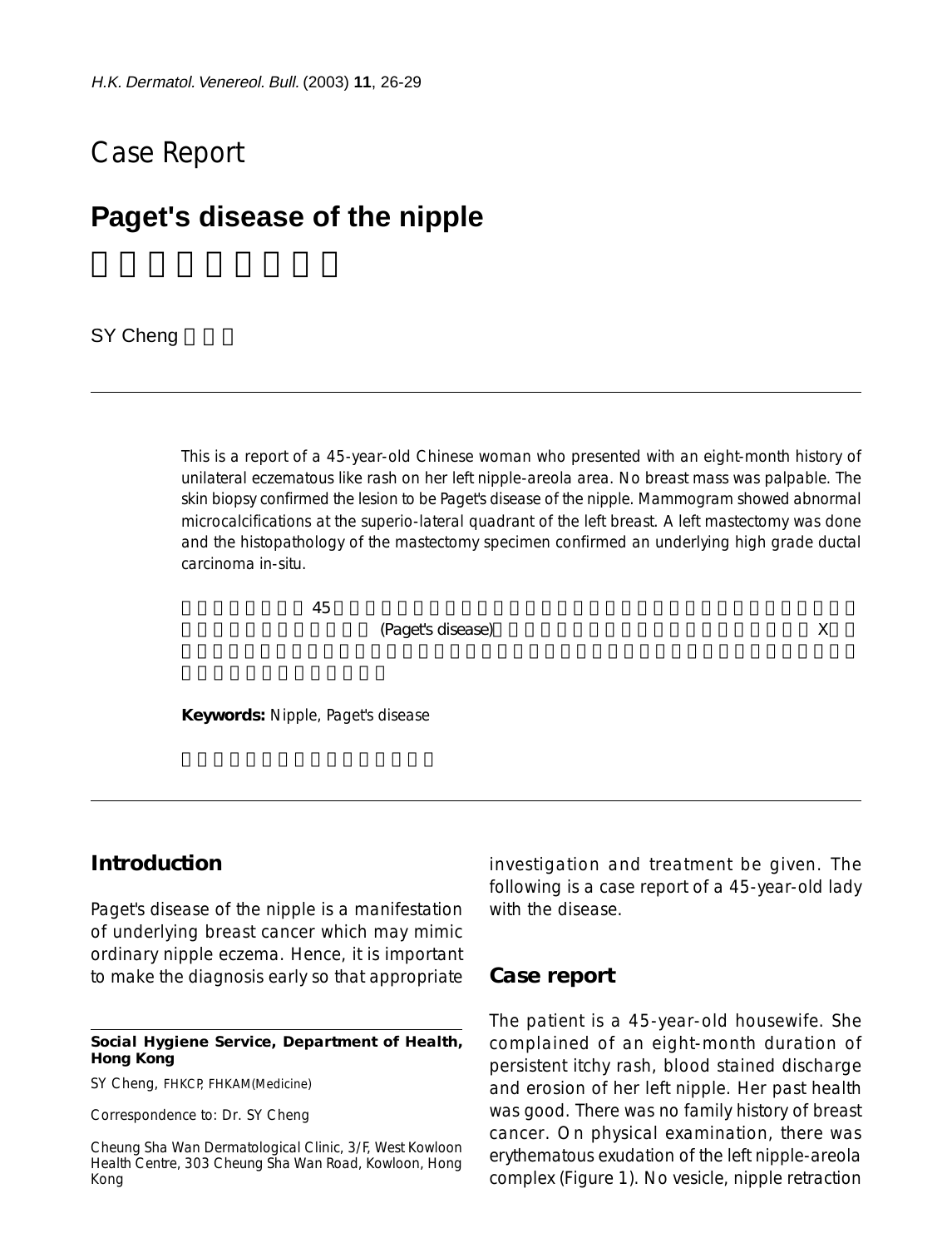# Case Report

## Paget's disease of the nipple

SY Cheng

---

This is a report of a 45-year-old Chinese woman who presented with an eight-month history of unilateral eczematous like rash on her left nipple-areola area. No breast mass was palpable. The skin biopsy confirmed the lesion to be Paget's disease of the nipple. Mammogram showed abnormal microcalcifications at the superio-lateral quadrant of the left breast. A left mastectomy was done and the histopathology of the mastectomy specimen confirmed an underlying high grade ductal carcinoma in-situ.

**Keywords:** Nipple, Paget's disease

---

## Introduction

Paget's disease of the nipple is a manifestation of underlying breast cancer which may mimic ordinary nipple eczema. Hence, it is important to make the diagnosis early so that appropriate investigation and treatment be given. The following is a case report of a 45-year-old lady with the disease.

## Case report

The patient is a 45-year-old housewife. She complained of an eight-month duration of persistent itchy rash, blood stained discharge and erosion of her left nipple. Her past health was good. There was no family history of breast cancer. On physical examination, there was erythematous exudation of the left nipple-areola complex (Figure 1). No vesicle, nipple retraction

---

**Social Hygiene Service, Department of Health, Hong Kong**

SY Cheng, FHKCP, FHKAM(Medicine)

Correspondence to: Dr. SY Cheng

Cheung Sha Wan Dermatological Clinic, 3/F, West Kowloon Health Centre, 303 Cheung Sha Wan Road, Kowloon, Hong Kong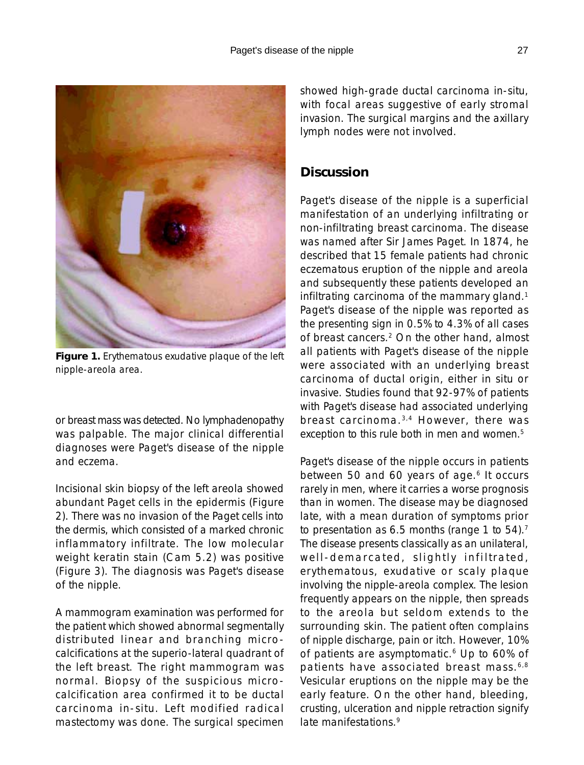**Figure 1.** Erythematous exudative plaque of the left nipple-areola area.

or breast mass was detected. No lymphadenopathy was palpable. The major clinical differential diagnoses were Paget's disease of the nipple and eczema.

Incisional skin biopsy of the left areola showed abundant Paget cells in the epidermis (Figure 2). There was no invasion of the Paget cells into the dermis, which consisted of a marked chronic inflammatory infiltrate. The low molecular weight keratin stain (Cam 5.2) was positive (Figure 3). The diagnosis was Paget's disease of the nipple.

A mammogram examination was performed for the patient which showed abnormal segmentally distributed linear and branching micro-calcifications at the superio-lateral quadrant of the left breast. The right mammogram was normal. Biopsy of the suspicious micro-calcification area confirmed it to be ductal carcinoma in-situ. Left modified radical mastectomy was done. The surgical specimen showed high-grade ductal carcinoma in-situ, with focal areas suggestive of early stromal invasion. The surgical margins and the axillary lymph nodes were not involved.

## Discussion

Paget's disease of the nipple is a superficial manifestation of an underlying infiltrating or non-infiltrating breast carcinoma. The disease was named after Sir James Paget. In 1874, he described that 15 female patients had chronic eczematous eruption of the nipple and areola and subsequently these patients developed an infiltrating carcinoma of the mammary gland.[1] Paget's disease of the nipple was reported as the presenting sign in 0.5% to 4.3% of all cases of breast cancers.[2] On the other hand, almost all patients with Paget's disease of the nipple were associated with an underlying breast carcinoma of ductal origin, either in situ or invasive. Studies found that 92-97% of patients with Paget's disease had associated underlying breast carcinoma.[3,4] However, there was exception to this rule both in men and women.[5]

Paget's disease of the nipple occurs in patients between 50 and 60 years of age.[6] It occurs rarely in men, where it carries a worse prognosis than in women. The disease may be diagnosed late, with a mean duration of symptoms prior to presentation as 6.5 months (range 1 to 54).[7] The disease presents classically as an unilateral, well-demarcated, slightly infiltrated, erythematous, exudative or scaly plaque involving the nipple-areola complex. The lesion frequently appears on the nipple, then spreads to the areola but seldom extends to the surrounding skin. The patient often complains of nipple discharge, pain or itch. However, 10% of patients are asymptomatic.[6] Up to 60% of patients have associated breast mass.[6,8] Vesicular eruptions on the nipple may be the early feature. On the other hand, bleeding, crusting, ulceration and nipple retraction signify late manifestations.[9]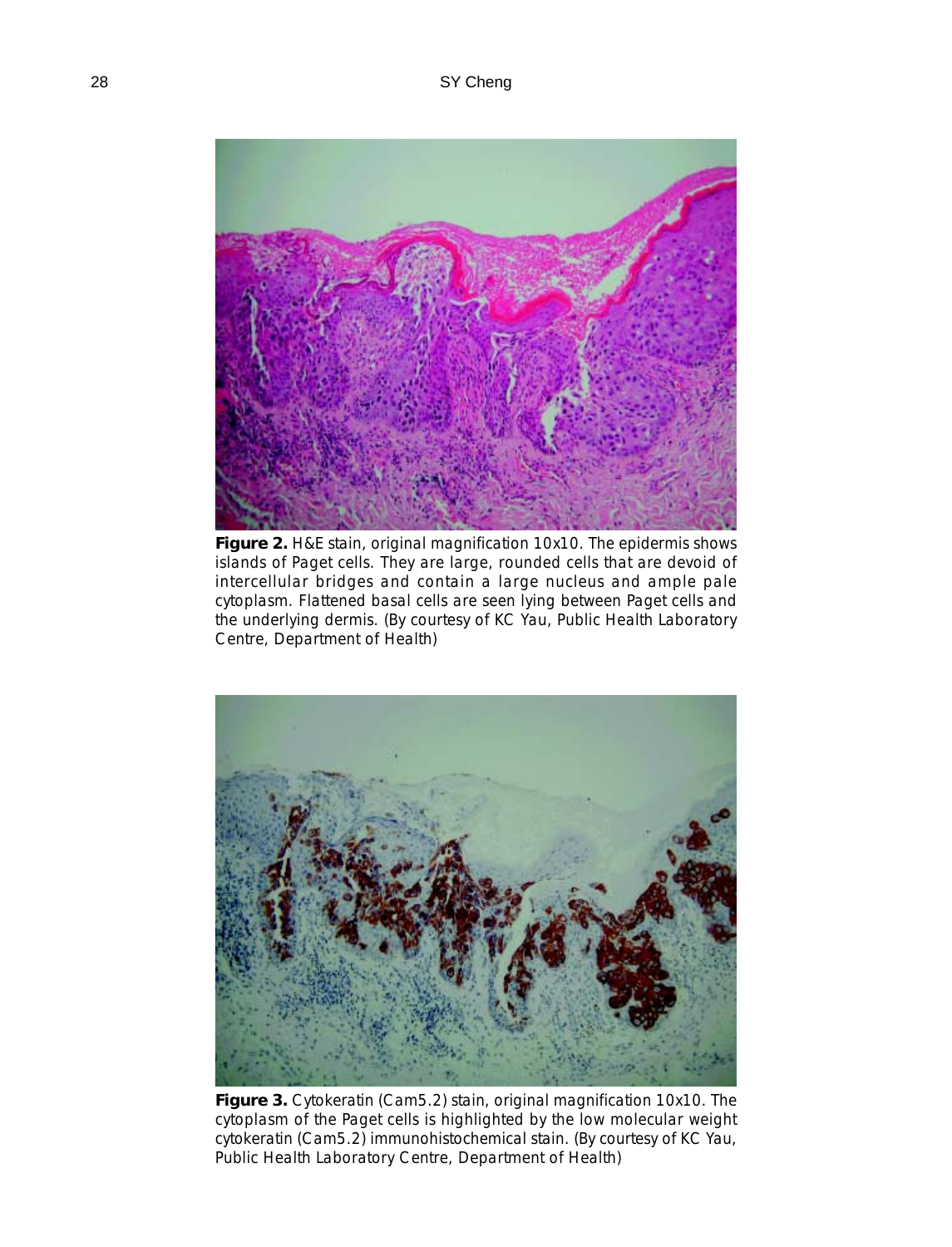**Figure 2.** H&E stain, original magnification 10x10. The epidermis shows islands of Paget cells. They are large, rounded cells that are devoid of intercellular bridges and contain a large nucleus and ample pale cytoplasm. Flattened basal cells are seen lying between Paget cells and the underlying dermis. (By courtesy of KC Yau, Public Health Laboratory Centre, Department of Health)

**Figure 3.** Cytokeratin (Cam5.2) stain, original magnification 10x10. The cytoplasm of the Paget cells is highlighted by the low molecular weight cytokeratin (Cam5.2) immunohistochemical stain. (By courtesy of KC Yau, Public Health Laboratory Centre, Department of Health)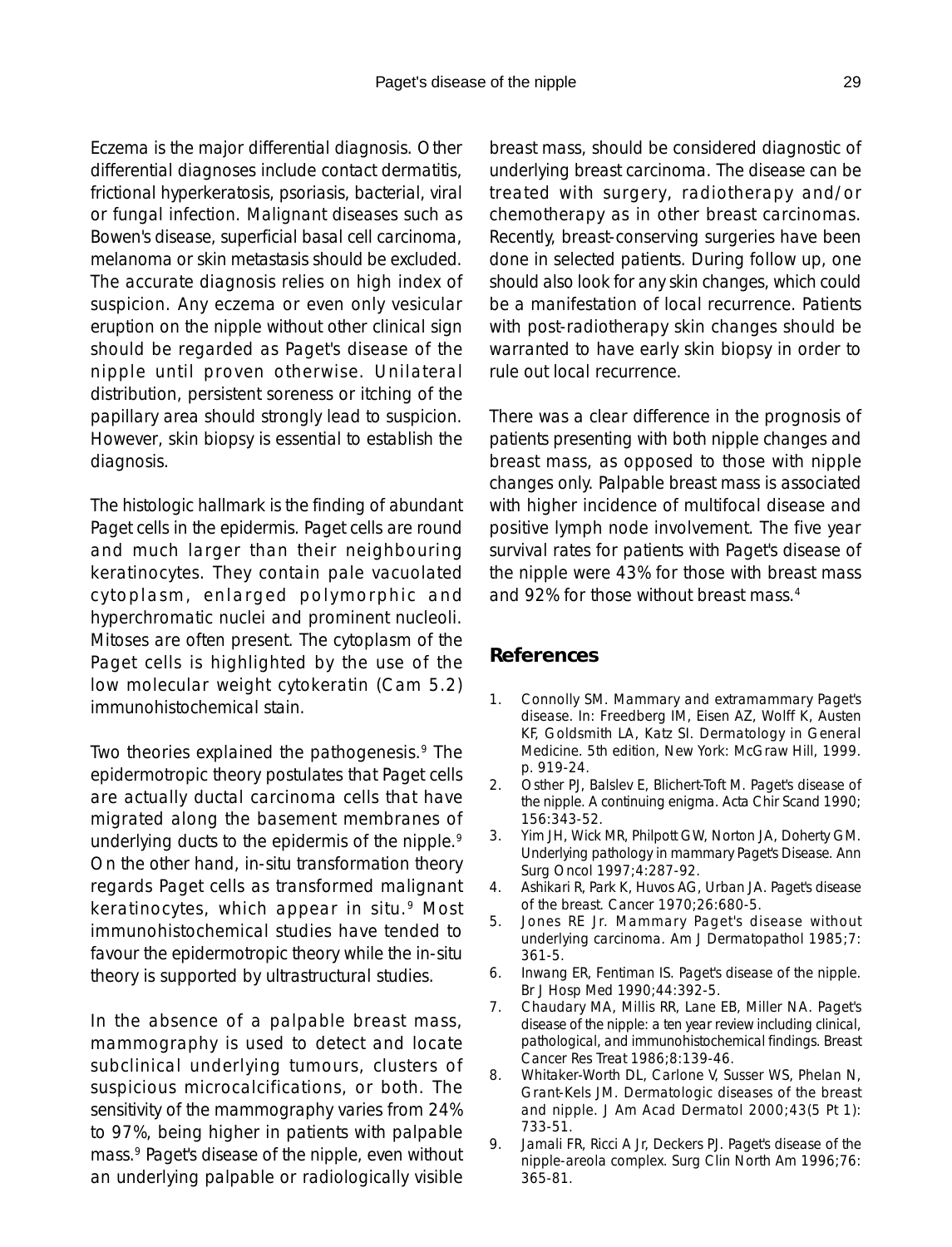Eczema is the major differential diagnosis. Other differential diagnoses include contact dermatitis, frictional hyperkeratosis, psoriasis, bacterial, viral or fungal infection. Malignant diseases such as Bowen's disease, superficial basal cell carcinoma, melanoma or skin metastasis should be excluded. The accurate diagnosis relies on high index of suspicion. Any eczema or even only vesicular eruption on the nipple without other clinical sign should be regarded as Paget's disease of the nipple until proven otherwise. Unilateral distribution, persistent soreness or itching of the papillary area should strongly lead to suspicion. However, skin biopsy is essential to establish the diagnosis.

The histologic hallmark is the finding of abundant Paget cells in the epidermis. Paget cells are round and much larger than their neighbouring keratinocytes. They contain pale vacuolated cytoplasm, enlarged polymorphic and hyperchromatic nuclei and prominent nucleoli. Mitoses are often present. The cytoplasm of the Paget cells is highlighted by the use of the low molecular weight cytokeratin (Cam 5.2) immunohistochemical stain.

Two theories explained the pathogenesis.[9] The epidermotropic theory postulates that Paget cells are actually ductal carcinoma cells that have migrated along the basement membranes of underlying ducts to the epidermis of the nipple.[9] On the other hand, in-situ transformation theory regards Paget cells as transformed malignant keratinocytes, which appear in situ.[9] Most immunohistochemical studies have tended to favour the epidermotropic theory while the in-situ theory is supported by ultrastructural studies.

In the absence of a palpable breast mass, mammography is used to detect and locate subclinical underlying tumours, clusters of suspicious microcalcifications, or both. The sensitivity of the mammography varies from 24% to 97%, being higher in patients with palpable mass.[9] Paget's disease of the nipple, even without an underlying palpable or radiologically visible breast mass, should be considered diagnostic of underlying breast carcinoma. The disease can be treated with surgery, radiotherapy and/or chemotherapy as in other breast carcinomas. Recently, breast-conserving surgeries have been done in selected patients. During follow up, one should also look for any skin changes, which could be a manifestation of local recurrence. Patients with post-radiotherapy skin changes should be warranted to have early skin biopsy in order to rule out local recurrence.

There was a clear difference in the prognosis of patients presenting with both nipple changes and breast mass, as opposed to those with nipple changes only. Palpable breast mass is associated with higher incidence of multifocal disease and positive lymph node involvement. The five year survival rates for patients with Paget's disease of the nipple were 43% for those with breast mass and 92% for those without breast mass.[4]

## References

1. Connolly SM. Mammary and extramammary Paget's disease. In: Freedberg IM, Eisen AZ, Wolff K, Austen KF, Goldsmith LA, Katz SI. Dermatology in General Medicine. 5th edition, New York: McGraw Hill, 1999. p. 919-24.
2. Osther PJ, Balslev E, Blichert-Toft M. Paget's disease of the nipple. A continuing enigma. Acta Chir Scand 1990; 156:343-52.
3. Yim JH, Wick MR, Philpott GW, Norton JA, Doherty GM. Underlying pathology in mammary Paget's Disease. Ann Surg Oncol 1997;4:287-92.
4. Ashikari R, Park K, Huvos AG, Urban JA. Paget's disease of the breast. Cancer 1970;26:680-5.
5. Jones RE Jr. Mammary Paget's disease without underlying carcinoma. Am J Dermatopathol 1985;7: 361-5.
6. Inwang ER, Fentiman IS. Paget's disease of the nipple. Br J Hosp Med 1990;44:392-5.
7. Chaudary MA, Millis RR, Lane EB, Miller NA. Paget's disease of the nipple: a ten year review including clinical, pathological, and immunohistochemical findings. Breast Cancer Res Treat 1986;8:139-46.
8. Whitaker-Worth DL, Carlone V, Susser WS, Phelan N, Grant-Kels JM. Dermatologic diseases of the breast and nipple. J Am Acad Dermatol 2000;43(5 Pt 1): 733-51.
9. Jamali FR, Ricci A Jr, Deckers PJ. Paget's disease of the nipple-areola complex. Surg Clin North Am 1996;76: 365-81.